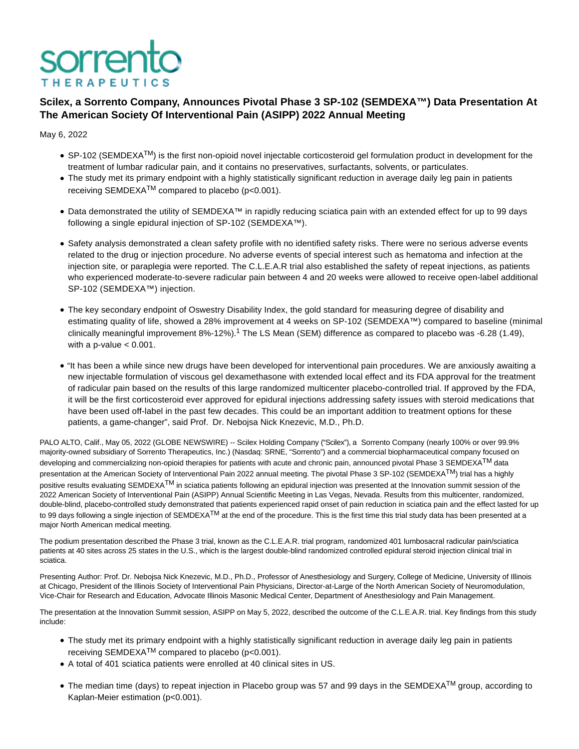sorrento
THERAPEUTICS

# Scilex, a Sorrento Company, Announces Pivotal Phase 3 SP-102 (SEMDEXA™) Data Presentation At The American Society Of Interventional Pain (ASIPP) 2022 Annual Meeting

May 6, 2022

- SP-102 (SEMDEXA™) is the first non-opioid novel injectable corticosteroid gel formulation product in development for the treatment of lumbar radicular pain, and it contains no preservatives, surfactants, solvents, or particulates.
- The study met its primary endpoint with a highly statistically significant reduction in average daily leg pain in patients receiving SEMDEXA™ compared to placebo ($p<0.001$).
- Data demonstrated the utility of SEMDEXA™ in rapidly reducing sciatica pain with an extended effect for up to 99 days following a single epidural injection of SP-102 (SEMDEXA™).
- Safety analysis demonstrated a clean safety profile with no identified safety risks. There were no serious adverse events related to the drug or injection procedure. No adverse events of special interest such as hematoma and infection at the injection site, or paraplegia were reported. The C.L.E.A.R trial also established the safety of repeat injections, as patients who experienced moderate-to-severe radicular pain between 4 and 20 weeks were allowed to receive open-label additional SP-102 (SEMDEXA™) injection.
- The key secondary endpoint of Oswestry Disability Index, the gold standard for measuring degree of disability and estimating quality of life, showed a 28% improvement at 4 weeks on SP-102 (SEMDEXA™) compared to baseline (minimal clinically meaningful improvement 8%-12%).[1] The LS Mean (SEM) difference as compared to placebo was -6.28 (1.49), with a p-value < 0.001.
- "It has been a while since new drugs have been developed for interventional pain procedures. We are anxiously awaiting a new injectable formulation of viscous gel dexamethasone with extended local effect and its FDA approval for the treatment of radicular pain based on the results of this large randomized multicenter placebo-controlled trial. If approved by the FDA, it will be the first corticosteroid ever approved for epidural injections addressing safety issues with steroid medications that have been used off-label in the past few decades. This could be an important addition to treatment options for these patients, a game-changer", said Prof. Dr. Nebojsa Nick Knezevic, M.D., Ph.D.

PALO ALTO, Calif., May 05, 2022 (GLOBE NEWSWIRE) -- Scilex Holding Company ("Scilex"), a Sorrento Company (nearly 100% or over 99.9% majority-owned subsidiary of Sorrento Therapeutics, Inc.) (Nasdaq: SRNE, "Sorrento") and a commercial biopharmaceutical company focused on developing and commercializing non-opioid therapies for patients with acute and chronic pain, announced pivotal Phase 3 SEMDEXA™ data presentation at the American Society of Interventional Pain 2022 annual meeting. The pivotal Phase 3 SP-102 (SEMDEXA™) trial has a highly positive results evaluating SEMDEXA™ in sciatica patients following an epidural injection was presented at the Innovation summit session of the 2022 American Society of Interventional Pain (ASIPP) Annual Scientific Meeting in Las Vegas, Nevada. Results from this multicenter, randomized, double-blind, placebo-controlled study demonstrated that patients experienced rapid onset of pain reduction in sciatica pain and the effect lasted for up to 99 days following a single injection of SEMDEXA™ at the end of the procedure. This is the first time this trial study data has been presented at a major North American medical meeting.

The podium presentation described the Phase 3 trial, known as the C.L.E.A.R. trial program, randomized 401 lumbosacral radicular pain/sciatica patients at 40 sites across 25 states in the U.S., which is the largest double-blind randomized controlled epidural steroid injection clinical trial in sciatica.

Presenting Author: Prof. Dr. Nebojsa Nick Knezevic, M.D., Ph.D., Professor of Anesthesiology and Surgery, College of Medicine, University of Illinois at Chicago, President of the Illinois Society of Interventional Pain Physicians, Director-at-Large of the North American Society of Neuromodulation, Vice-Chair for Research and Education, Advocate Illinois Masonic Medical Center, Department of Anesthesiology and Pain Management.

The presentation at the Innovation Summit session, ASIPP on May 5, 2022, described the outcome of the C.L.E.A.R. trial. Key findings from this study include:

- The study met its primary endpoint with a highly statistically significant reduction in average daily leg pain in patients receiving SEMDEXA™ compared to placebo ($p<0.001$).
- A total of 401 sciatica patients were enrolled at 40 clinical sites in US.
- The median time (days) to repeat injection in Placebo group was 57 and 99 days in the SEMDEXA™ group, according to Kaplan-Meier estimation ($p<0.001$).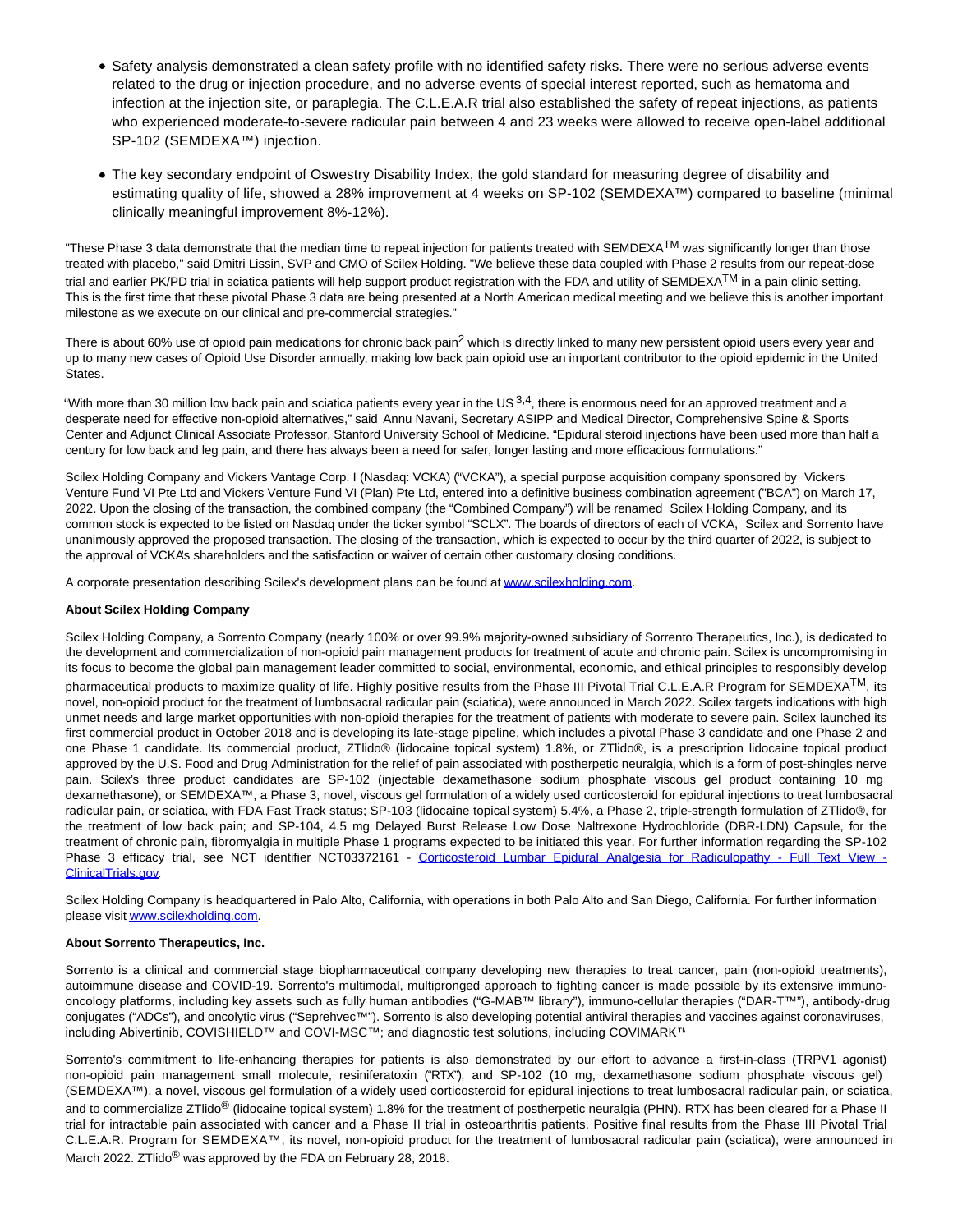- Safety analysis demonstrated a clean safety profile with no identified safety risks. There were no serious adverse events related to the drug or injection procedure, and no adverse events of special interest reported, such as hematoma and infection at the injection site, or paraplegia. The C.L.E.A.R trial also established the safety of repeat injections, as patients who experienced moderate-to-severe radicular pain between 4 and 23 weeks were allowed to receive open-label additional SP-102 (SEMDEXA™) injection.
- The key secondary endpoint of Oswestry Disability Index, the gold standard for measuring degree of disability and estimating quality of life, showed a 28% improvement at 4 weeks on SP-102 (SEMDEXA™) compared to baseline (minimal clinically meaningful improvement 8%-12%).

"These Phase 3 data demonstrate that the median time to repeat injection for patients treated with SEMDEXA™ was significantly longer than those treated with placebo," said Dmitri Lissin, SVP and CMO of Scilex Holding. "We believe these data coupled with Phase 2 results from our repeat-dose trial and earlier PK/PD trial in sciatica patients will help support product registration with the FDA and utility of SEMDEXA™ in a pain clinic setting. This is the first time that these pivotal Phase 3 data are being presented at a North American medical meeting and we believe this is another important milestone as we execute on our clinical and pre-commercial strategies."

There is about 60% use of opioid pain medications for chronic back pain[2] which is directly linked to many new persistent opioid users every year and up to many new cases of Opioid Use Disorder annually, making low back pain opioid use an important contributor to the opioid epidemic in the United States.

"With more than 30 million low back pain and sciatica patients every year in the US[3,4], there is enormous need for an approved treatment and a desperate need for effective non-opioid alternatives," said Annu Navani, Secretary ASIPP and Medical Director, Comprehensive Spine & Sports Center and Adjunct Clinical Associate Professor, Stanford University School of Medicine. "Epidural steroid injections have been used more than half a century for low back and leg pain, and there has always been a need for safer, longer lasting and more efficacious formulations."

Scilex Holding Company and Vickers Vantage Corp. I (Nasdaq: VCKA) ("VCKA"), a special purpose acquisition company sponsored by Vickers Venture Fund VI Pte Ltd and Vickers Venture Fund VI (Plan) Pte Ltd, entered into a definitive business combination agreement ("BCA") on March 17, 2022. Upon the closing of the transaction, the combined company (the "Combined Company") will be renamed Scilex Holding Company, and its common stock is expected to be listed on Nasdaq under the ticker symbol "SCLX". The boards of directors of each of VCKA, Scilex and Sorrento have unanimously approved the proposed transaction. The closing of the transaction, which is expected to occur by the third quarter of 2022, is subject to the approval of VCKA's shareholders and the satisfaction or waiver of certain other customary closing conditions.

A corporate presentation describing Scilex's development plans can be found at [www.scilexholding.com](www.scilexholding.com).

**About Scilex Holding Company**

Scilex Holding Company, a Sorrento Company (nearly 100% or over 99.9% majority-owned subsidiary of Sorrento Therapeutics, Inc.), is dedicated to the development and commercialization of non-opioid pain management products for treatment of acute and chronic pain. Scilex is uncompromising in its focus to become the global pain management leader committed to social, environmental, economic, and ethical principles to responsibly develop pharmaceutical products to maximize quality of life. Highly positive results from the Phase III Pivotal Trial C.L.E.A.R Program for SEMDEXA™, its novel, non-opioid product for the treatment of lumbosacral radicular pain (sciatica), were announced in March 2022. Scilex targets indications with high unmet needs and large market opportunities with non-opioid therapies for the treatment of patients with moderate to severe pain. Scilex launched its first commercial product in October 2018 and is developing its late-stage pipeline, which includes a pivotal Phase 3 candidate and one Phase 2 and one Phase 1 candidate. Its commercial product, ZTlido® (lidocaine topical system) 1.8%, or ZTlido®, is a prescription lidocaine topical product approved by the U.S. Food and Drug Administration for the relief of pain associated with postherpetic neuralgia, which is a form of post-shingles nerve pain. Scilex's three product candidates are SP-102 (injectable dexamethasone sodium phosphate viscous gel product containing 10 mg dexamethasone), or SEMDEXA™, a Phase 3, novel, viscous gel formulation of a widely used corticosteroid for epidural injections to treat lumbosacral radicular pain, or sciatica, with FDA Fast Track status; SP-103 (lidocaine topical system) 5.4%, a Phase 2, triple-strength formulation of ZTlido®, for the treatment of low back pain; and SP-104, 4.5 mg Delayed Burst Release Low Dose Naltrexone Hydrochloride (DBR-LDN) Capsule, for the treatment of chronic pain, fibromyalgia in multiple Phase 1 programs expected to be initiated this year. For further information regarding the SP-102 Phase 3 efficacy trial, see NCT identifier NCT03372161 - [Corticosteroid Lumbar Epidural Analgesia for Radiculopathy - Full Text View - ClinicalTrials.gov](ClinicalTrials.gov).

Scilex Holding Company is headquartered in Palo Alto, California, with operations in both Palo Alto and San Diego, California. For further information please visit [www.scilexholding.com](www.scilexholding.com).

**About Sorrento Therapeutics, Inc.**

Sorrento is a clinical and commercial stage biopharmaceutical company developing new therapies to treat cancer, pain (non-opioid treatments), autoimmune disease and COVID-19. Sorrento's multimodal, multipronged approach to fighting cancer is made possible by its extensive immuno-oncology platforms, including key assets such as fully human antibodies ("G-MAB™ library"), immuno-cellular therapies ("DAR-T™"), antibody-drug conjugates ("ADCs"), and oncolytic virus ("Seprehvec™"). Sorrento is also developing potential antiviral therapies and vaccines against coronaviruses, including Abivertinib, COVISHIELD™ and COVI-MSC™; and diagnostic test solutions, including COVIMARK™

Sorrento's commitment to life-enhancing therapies for patients is also demonstrated by our effort to advance a first-in-class (TRPV1 agonist) non-opioid pain management small molecule, resiniferatoxin ("RTX"), and SP-102 (10 mg, dexamethasone sodium phosphate viscous gel) (SEMDEXA™), a novel, viscous gel formulation of a widely used corticosteroid for epidural injections to treat lumbosacral radicular pain, or sciatica, and to commercialize ZTlido® (lidocaine topical system) 1.8% for the treatment of postherpetic neuralgia (PHN). RTX has been cleared for a Phase II trial for intractable pain associated with cancer and a Phase II trial in osteoarthritis patients. Positive final results from the Phase III Pivotal Trial C.L.E.A.R. Program for SEMDEXA™, its novel, non-opioid product for the treatment of lumbosacral radicular pain (sciatica), were announced in March 2022. ZTlido® was approved by the FDA on February 28, 2018.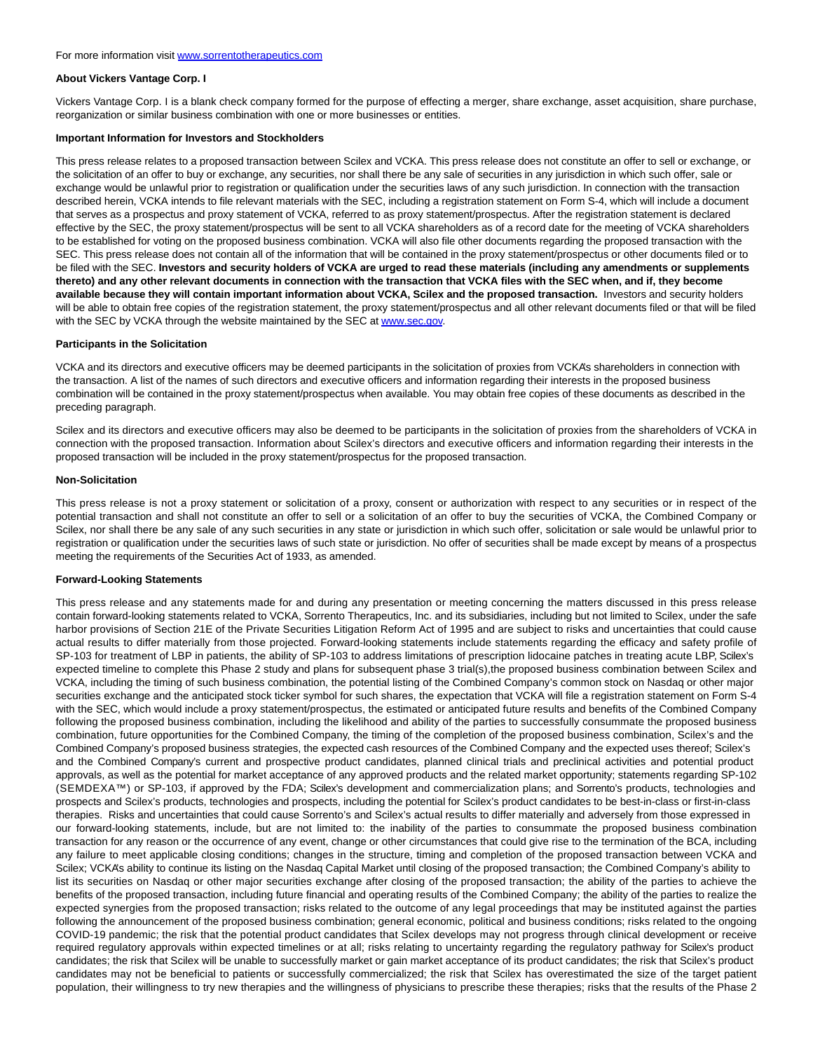For more information visit [www.sorrentotherapeutics.com](www.sorrentotherapeutics.com)

**About Vickers Vantage Corp. I**

Vickers Vantage Corp. I is a blank check company formed for the purpose of effecting a merger, share exchange, asset acquisition, share purchase, reorganization or similar business combination with one or more businesses or entities.

**Important Information for Investors and Stockholders**

This press release relates to a proposed transaction between Scilex and VCKA. This press release does not constitute an offer to sell or exchange, or the solicitation of an offer to buy or exchange, any securities, nor shall there be any sale of securities in any jurisdiction in which such offer, sale or exchange would be unlawful prior to registration or qualification under the securities laws of any such jurisdiction. In connection with the transaction described herein, VCKA intends to file relevant materials with the SEC, including a registration statement on Form S-4, which will include a document that serves as a prospectus and proxy statement of VCKA, referred to as proxy statement/prospectus. After the registration statement is declared effective by the SEC, the proxy statement/prospectus will be sent to all VCKA shareholders as of a record date for the meeting of VCKA shareholders to be established for voting on the proposed business combination. VCKA will also file other documents regarding the proposed transaction with the SEC. This press release does not contain all of the information that will be contained in the proxy statement/prospectus or other documents filed or to be filed with the SEC. **Investors and security holders of VCKA are urged to read these materials (including any amendments or supplements thereto) and any other relevant documents in connection with the transaction that VCKA files with the SEC when, and if, they become available because they will contain important information about VCKA, Scilex and the proposed transaction.** Investors and security holders will be able to obtain free copies of the registration statement, the proxy statement/prospectus and all other relevant documents filed or that will be filed with the SEC by VCKA through the website maintained by the SEC at [www.sec.gov](www.sec.gov).

**Participants in the Solicitation**

VCKA and its directors and executive officers may be deemed participants in the solicitation of proxies from VCKA's shareholders in connection with the transaction. A list of the names of such directors and executive officers and information regarding their interests in the proposed business combination will be contained in the proxy statement/prospectus when available. You may obtain free copies of these documents as described in the preceding paragraph.

Scilex and its directors and executive officers may also be deemed to be participants in the solicitation of proxies from the shareholders of VCKA in connection with the proposed transaction. Information about Scilex's directors and executive officers and information regarding their interests in the proposed transaction will be included in the proxy statement/prospectus for the proposed transaction.

**Non-Solicitation**

This press release is not a proxy statement or solicitation of a proxy, consent or authorization with respect to any securities or in respect of the potential transaction and shall not constitute an offer to sell or a solicitation of an offer to buy the securities of VCKA, the Combined Company or Scilex, nor shall there be any sale of any such securities in any state or jurisdiction in which such offer, solicitation or sale would be unlawful prior to registration or qualification under the securities laws of such state or jurisdiction. No offer of securities shall be made except by means of a prospectus meeting the requirements of the Securities Act of 1933, as amended.

**Forward-Looking Statements**

This press release and any statements made for and during any presentation or meeting concerning the matters discussed in this press release contain forward-looking statements related to VCKA, Sorrento Therapeutics, Inc. and its subsidiaries, including but not limited to Scilex, under the safe harbor provisions of Section 21E of the Private Securities Litigation Reform Act of 1995 and are subject to risks and uncertainties that could cause actual results to differ materially from those projected. Forward-looking statements include statements regarding the efficacy and safety profile of SP-103 for treatment of LBP in patients, the ability of SP-103 to address limitations of prescription lidocaine patches in treating acute LBP, Scilex's expected timeline to complete this Phase 2 study and plans for subsequent phase 3 trial(s),the proposed business combination between Scilex and VCKA, including the timing of such business combination, the potential listing of the Combined Company's common stock on Nasdaq or other major securities exchange and the anticipated stock ticker symbol for such shares, the expectation that VCKA will file a registration statement on Form S-4 with the SEC, which would include a proxy statement/prospectus, the estimated or anticipated future results and benefits of the Combined Company following the proposed business combination, including the likelihood and ability of the parties to successfully consummate the proposed business combination, future opportunities for the Combined Company, the timing of the completion of the proposed business combination, Scilex's and the Combined Company's proposed business strategies, the expected cash resources of the Combined Company and the expected uses thereof; Scilex's and the Combined Company's current and prospective product candidates, planned clinical trials and preclinical activities and potential product approvals, as well as the potential for market acceptance of any approved products and the related market opportunity; statements regarding SP-102 (SEMDEXA™) or SP-103, if approved by the FDA; Scilex's development and commercialization plans; and Sorrento's products, technologies and prospects and Scilex's products, technologies and prospects, including the potential for Scilex's product candidates to be best-in-class or first-in-class therapies. Risks and uncertainties that could cause Sorrento's and Scilex's actual results to differ materially and adversely from those expressed in our forward-looking statements, include, but are not limited to: the inability of the parties to consummate the proposed business combination transaction for any reason or the occurrence of any event, change or other circumstances that could give rise to the termination of the BCA, including any failure to meet applicable closing conditions; changes in the structure, timing and completion of the proposed transaction between VCKA and Scilex; VCKA's ability to continue its listing on the Nasdaq Capital Market until closing of the proposed transaction; the Combined Company's ability to list its securities on Nasdaq or other major securities exchange after closing of the proposed transaction; the ability of the parties to achieve the benefits of the proposed transaction, including future financial and operating results of the Combined Company; the ability of the parties to realize the expected synergies from the proposed transaction; risks related to the outcome of any legal proceedings that may be instituted against the parties following the announcement of the proposed business combination; general economic, political and business conditions; risks related to the ongoing COVID-19 pandemic; the risk that the potential product candidates that Scilex develops may not progress through clinical development or receive required regulatory approvals within expected timelines or at all; risks relating to uncertainty regarding the regulatory pathway for Scilex's product candidates; the risk that Scilex will be unable to successfully market or gain market acceptance of its product candidates; the risk that Scilex's product candidates may not be beneficial to patients or successfully commercialized; the risk that Scilex has overestimated the size of the target patient population, their willingness to try new therapies and the willingness of physicians to prescribe these therapies; risks that the results of the Phase 2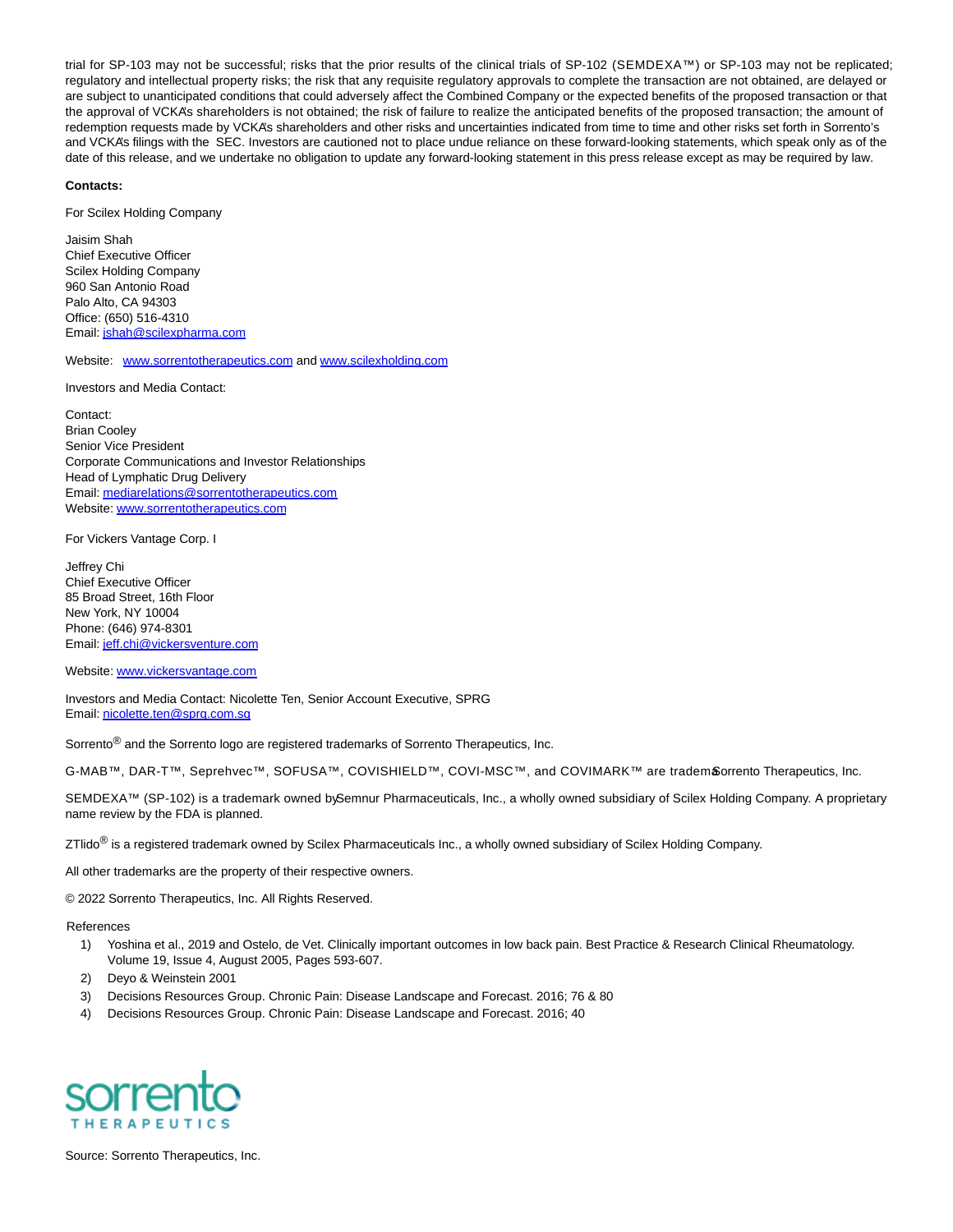trial for SP-103 may not be successful; risks that the prior results of the clinical trials of SP-102 (SEMDEXA™) or SP-103 may not be replicated; regulatory and intellectual property risks; the risk that any requisite regulatory approvals to complete the transaction are not obtained, are delayed or are subject to unanticipated conditions that could adversely affect the Combined Company or the expected benefits of the proposed transaction or that the approval of VCKA's shareholders is not obtained; the risk of failure to realize the anticipated benefits of the proposed transaction; the amount of redemption requests made by VCKA's shareholders and other risks and uncertainties indicated from time to time and other risks set forth in Sorrento's and VCKA's filings with the SEC. Investors are cautioned not to place undue reliance on these forward-looking statements, which speak only as of the date of this release, and we undertake no obligation to update any forward-looking statement in this press release except as may be required by law.

**Contacts:**

For Scilex Holding Company

Jaisim Shah
Chief Executive Officer
Scilex Holding Company
960 San Antonio Road
Palo Alto, CA 94303
Office: (650) 516-4310
Email: jshah@scilexpharma.com

Website: www.sorrentotherapeutics.com and www.scilexholding.com

Investors and Media Contact:

Contact:
Brian Cooley
Senior Vice President
Corporate Communications and Investor Relationships
Head of Lymphatic Drug Delivery
Email: mediarelations@sorrentotherapeutics.com
Website: www.sorrentotherapeutics.com

For Vickers Vantage Corp. I

Jeffrey Chi
Chief Executive Officer
85 Broad Street, 16th Floor
New York, NY 10004
Phone: (646) 974-8301
Email: jeff.chi@vickersventure.com

Website: www.vickersvantage.com

Investors and Media Contact: Nicolette Ten, Senior Account Executive, SPRG
Email: nicolette.ten@sprg.com.sg

Sorrento® and the Sorrento logo are registered trademarks of Sorrento Therapeutics, Inc.

G-MAB™, DAR-T™, Seprehvec™, SOFUSA™, COVISHIELD™, COVI-MSC™, and COVIMARK™ are trademarks of Sorrento Therapeutics, Inc.

SEMDEXA™ (SP-102) is a trademark owned by Semnur Pharmaceuticals, Inc., a wholly owned subsidiary of Scilex Holding Company. A proprietary name review by the FDA is planned.

ZTlido® is a registered trademark owned by Scilex Pharmaceuticals Inc., a wholly owned subsidiary of Scilex Holding Company.

All other trademarks are the property of their respective owners.

© 2022 Sorrento Therapeutics, Inc. All Rights Reserved.

References

1) Yoshina et al., 2019 and Ostelo, de Vet. Clinically important outcomes in low back pain. Best Practice & Research Clinical Rheumatology. Volume 19, Issue 4, August 2005, Pages 593-607.
2) Deyo & Weinstein 2001
3) Decisions Resources Group. Chronic Pain: Disease Landscape and Forecast. 2016; 76 & 80
4) Decisions Resources Group. Chronic Pain: Disease Landscape and Forecast. 2016; 40

sorrento THERAPEUTICS

Source: Sorrento Therapeutics, Inc.